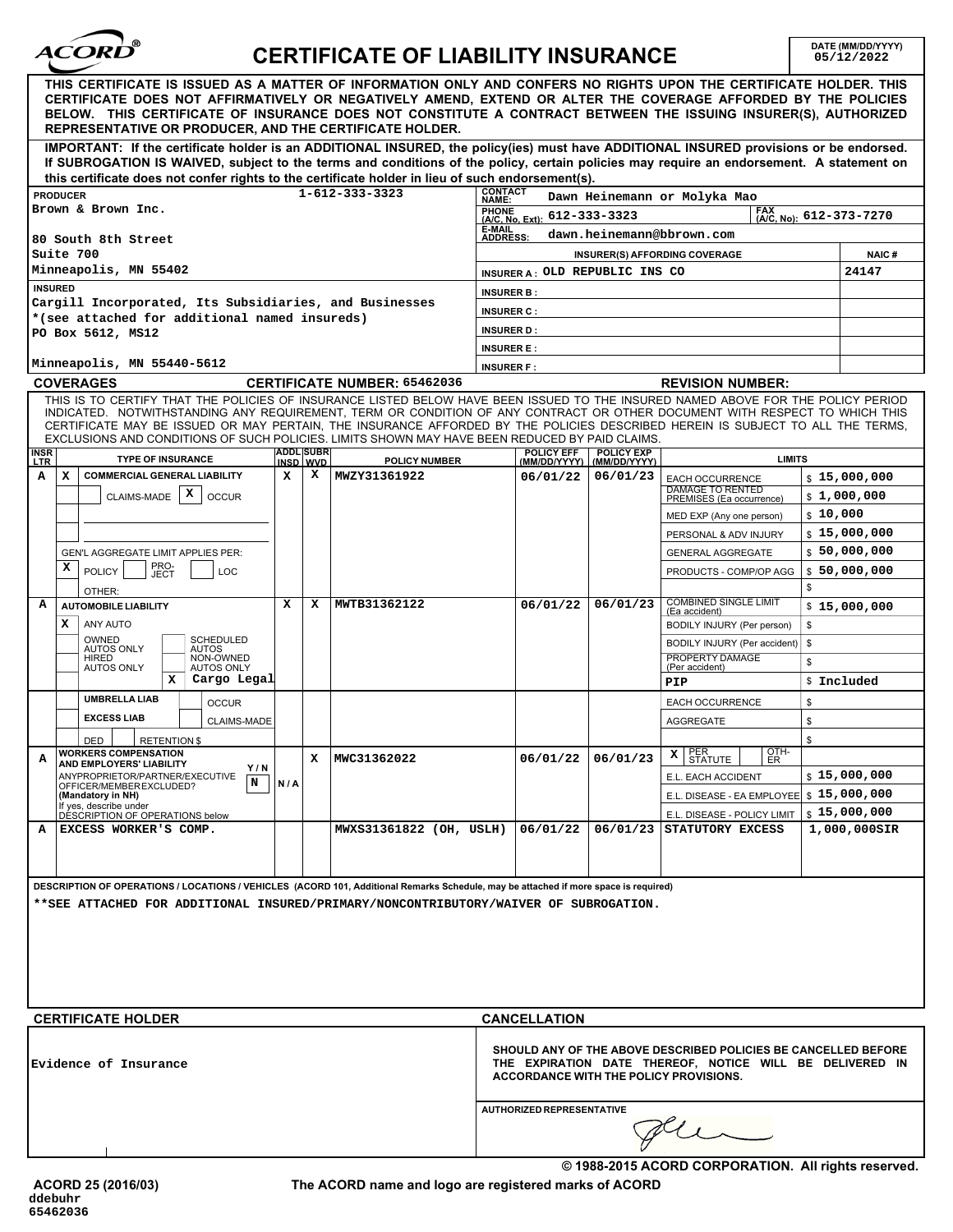# CERTIFICATE OF LIABILITY INSURANCE

ACORD®

DATE (MM/DD/YYYY) 05/12/2022

**THIS CERTIFICATE IS ISSUED AS A MATTER OF INFORMATION ONLY AND CONFERS NO RIGHTS UPON THE CERTIFICATE HOLDER. THIS CERTIFICATE DOES NOT AFFIRMATIVELY OR NEGATIVELY AMEND, EXTEND OR ALTER THE COVERAGE AFFORDED BY THE POLICIES BELOW. THIS CERTIFICATE OF INSURANCE DOES NOT CONSTITUTE A CONTRACT BETWEEN THE ISSUING INSURER(S), AUTHORIZED REPRESENTATIVE OR PRODUCER, AND THE CERTIFICATE HOLDER.**

**IMPORTANT: If the certificate holder is an ADDITIONAL INSURED, the policy(ies) must have ADDITIONAL INSURED provisions or be endorsed. If SUBROGATION IS WAIVED, subject to the terms and conditions of the policy, certain policies may require an endorsement. A statement on this certificate does not confer rights to the certificate holder in lieu of such endorsement(s).**

| PRODUCER | | CONTACT NAME: | Dawn Heinemann or Molyka Mao | |
|---|---|---|---|---|
| Brown & Brown Inc. | 1-612-333-3323 | PHONE (A/C, No, Ext): 612-333-3323 | FAX (A/C, No): 612-373-7270 | |
| 80 South 8th Street | | E-MAIL ADDRESS: | dawn.heinemann@bbrown.com | |
| Suite 700 | | | INSURER(S) AFFORDING COVERAGE | NAIC # |
| Minneapolis, MN 55402 | | INSURER A : | OLD REPUBLIC INS CO | 24147 |
| **INSURED** | | INSURER B : | | |
| Cargill Incorporated, Its Subsidiaries, and Businesses | | INSURER C : | | |
| *(see attached for additional named insureds) | | INSURER D : | | |
| PO Box 5612, MS12 | | INSURER E : | | |
| Minneapolis, MN 55440-5612 | | INSURER F : | | |

**COVERAGES** CERTIFICATE NUMBER: 65462036 REVISION NUMBER:

THIS IS TO CERTIFY THAT THE POLICIES OF INSURANCE LISTED BELOW HAVE BEEN ISSUED TO THE INSURED NAMED ABOVE FOR THE POLICY PERIOD INDICATED. NOTWITHSTANDING ANY REQUIREMENT, TERM OR CONDITION OF ANY CONTRACT OR OTHER DOCUMENT WITH RESPECT TO WHICH THIS CERTIFICATE MAY BE ISSUED OR MAY PERTAIN, THE INSURANCE AFFORDED BY THE POLICIES DESCRIBED HEREIN IS SUBJECT TO ALL THE TERMS, EXCLUSIONS AND CONDITIONS OF SUCH POLICIES. LIMITS SHOWN MAY HAVE BEEN REDUCED BY PAID CLAIMS.

| INSR LTR | TYPE OF INSURANCE | ADDL INSD | SUBR WVD | POLICY NUMBER | POLICY EFF (MM/DD/YYYY) | POLICY EXP (MM/DD/YYYY) | LIMITS | |
|---|---|---|---|---|---|---|---|---|
| A | X COMMERCIAL GENERAL LIABILITY | X | X | MWZY31361922 | 06/01/22 | 06/01/23 | EACH OCCURRENCE | $ 15,000,000 |
| | CLAIMS-MADE [X] OCCUR | | | | | | DAMAGE TO RENTED PREMISES (Ea occurrence) | $ 1,000,000 |
| | | | | | | | MED EXP (Any one person) | $ 10,000 |
| | | | | | | | PERSONAL & ADV INJURY | $ 15,000,000 |
| | GEN'L AGGREGATE LIMIT APPLIES PER: | | | | | | GENERAL AGGREGATE | $ 50,000,000 |
| | X POLICY / PRO-JECT / LOC | | | | | | PRODUCTS - COMP/OP AGG | $ 50,000,000 |
| | OTHER: | | | | | | | $ |
| A | AUTOMOBILE LIABILITY | X | X | MWTB31362122 | 06/01/22 | 06/01/23 | COMBINED SINGLE LIMIT (Ea accident) | $ 15,000,000 |
| | X ANY AUTO | | | | | | BODILY INJURY (Per person) | $ |
| | OWNED AUTOS ONLY / SCHEDULED AUTOS | | | | | | BODILY INJURY (Per accident) | $ |
| | HIRED AUTOS ONLY / NON-OWNED AUTOS ONLY | | | | | | PROPERTY DAMAGE (Per accident) | $ |
| | X Cargo Legal | | | | | | PIP | $ Included |
| | UMBRELLA LIAB / OCCUR | | | | | | EACH OCCURRENCE | $ |
| | EXCESS LIAB / CLAIMS-MADE | | | | | | AGGREGATE | $ |
| | DED / RETENTION $ | | | | | | | $ |
| A | WORKERS COMPENSATION AND EMPLOYERS' LIABILITY | | X | MWC31362022 | 06/01/22 | 06/01/23 | X PER STATUTE / OTH-ER | |
| | ANY PROPRIETOR/PARTNER/EXECUTIVE OFFICER/MEMBER EXCLUDED? (Mandatory in NH) Y/N: N | N/A | | | | | E.L. EACH ACCIDENT | $ 15,000,000 |
| | If yes, describe under DESCRIPTION OF OPERATIONS below | | | | | | E.L. DISEASE - EA EMPLOYEE | $ 15,000,000 |
| | | | | | | | E.L. DISEASE - POLICY LIMIT | $ 15,000,000 |
| A | EXCESS WORKER'S COMP. | | | MWXS31361822 (OH, USLH) | 06/01/22 | 06/01/23 | STATUTORY EXCESS | 1,000,000SIR |

**DESCRIPTION OF OPERATIONS / LOCATIONS / VEHICLES** (ACORD 101, Additional Remarks Schedule, may be attached if more space is required)

**SEE ATTACHED FOR ADDITIONAL INSURED/PRIMARY/NONCONTRIBUTORY/WAIVER OF SUBROGATION.

| CERTIFICATE HOLDER | CANCELLATION |
|---|---|
| Evidence of Insurance | SHOULD ANY OF THE ABOVE DESCRIBED POLICIES BE CANCELLED BEFORE THE EXPIRATION DATE THEREOF, NOTICE WILL BE DELIVERED IN ACCORDANCE WITH THE POLICY PROVISIONS. |
| | AUTHORIZED REPRESENTATIVE |

© 1988-2015 ACORD CORPORATION. All rights reserved.

ACORD 25 (2016/03) The ACORD name and logo are registered marks of ACORD

ddebuhr
65462036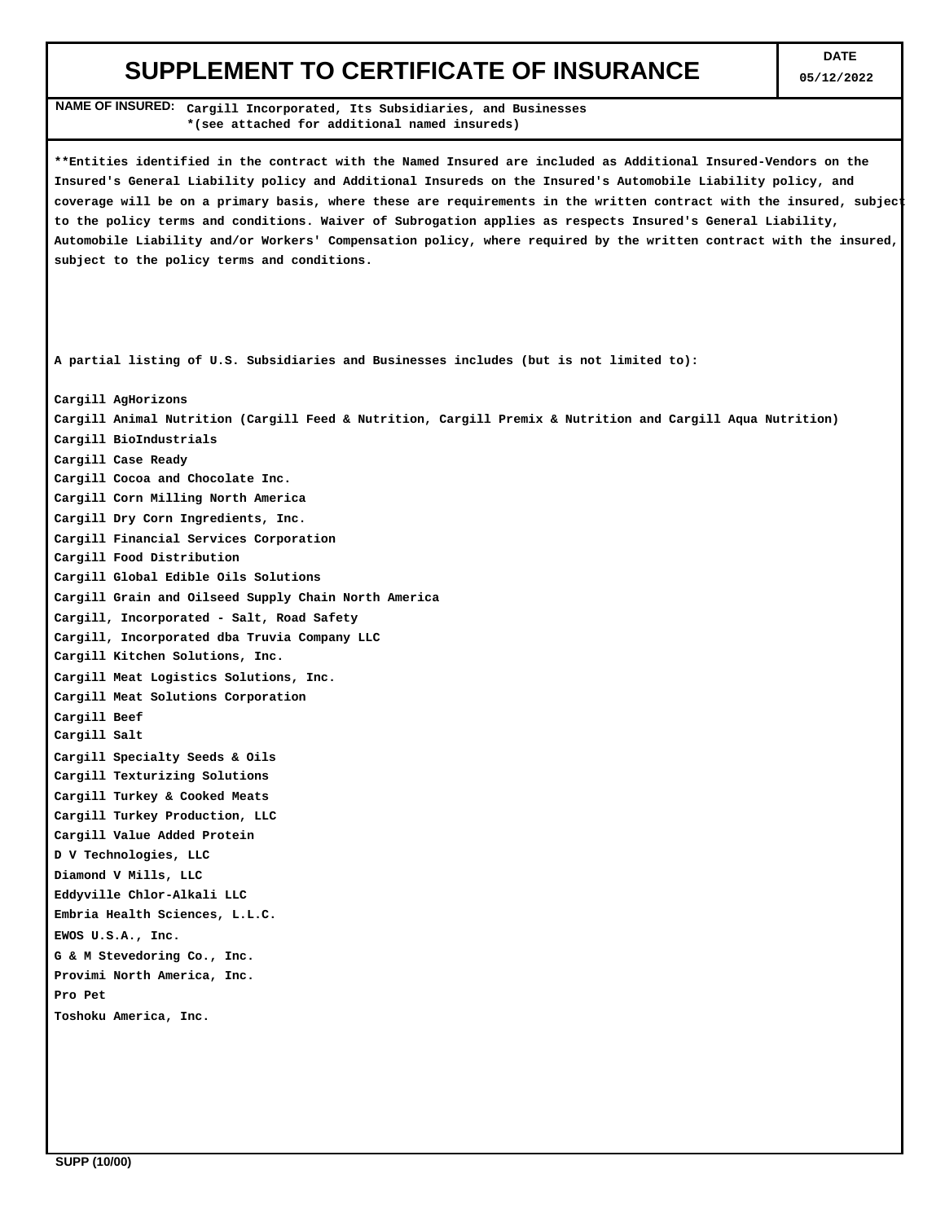# SUPPLEMENT TO CERTIFICATE OF INSURANCE

**DATE** 05/12/2022

**NAME OF INSURED:** Cargill Incorporated, Its Subsidiaries, and Businesses
*(see attached for additional named insureds)

**Entities identified in the contract with the Named Insured are included as Additional Insured-Vendors on the Insured's General Liability policy and Additional Insureds on the Insured's Automobile Liability policy, and coverage will be on a primary basis, where these are requirements in the written contract with the insured, subject to the policy terms and conditions. Waiver of Subrogation applies as respects Insured's General Liability, Automobile Liability and/or Workers' Compensation policy, where required by the written contract with the insured, subject to the policy terms and conditions.

A partial listing of U.S. Subsidiaries and Businesses includes (but is not limited to):

Cargill AgHorizons
Cargill Animal Nutrition (Cargill Feed & Nutrition, Cargill Premix & Nutrition and Cargill Aqua Nutrition)
Cargill BioIndustrials
Cargill Case Ready
Cargill Cocoa and Chocolate Inc.
Cargill Corn Milling North America
Cargill Dry Corn Ingredients, Inc.
Cargill Financial Services Corporation
Cargill Food Distribution
Cargill Global Edible Oils Solutions
Cargill Grain and Oilseed Supply Chain North America
Cargill, Incorporated - Salt, Road Safety
Cargill, Incorporated dba Truvia Company LLC
Cargill Kitchen Solutions, Inc.
Cargill Meat Logistics Solutions, Inc.
Cargill Meat Solutions Corporation
Cargill Beef
Cargill Salt
Cargill Specialty Seeds & Oils
Cargill Texturizing Solutions
Cargill Turkey & Cooked Meats
Cargill Turkey Production, LLC
Cargill Value Added Protein
D V Technologies, LLC
Diamond V Mills, LLC
Eddyville Chlor-Alkali LLC
Embria Health Sciences, L.L.C.
EWOS U.S.A., Inc.
G & M Stevedoring Co., Inc.
Provimi North America, Inc.
Pro Pet
Toshoku America, Inc.

SUPP (10/00)